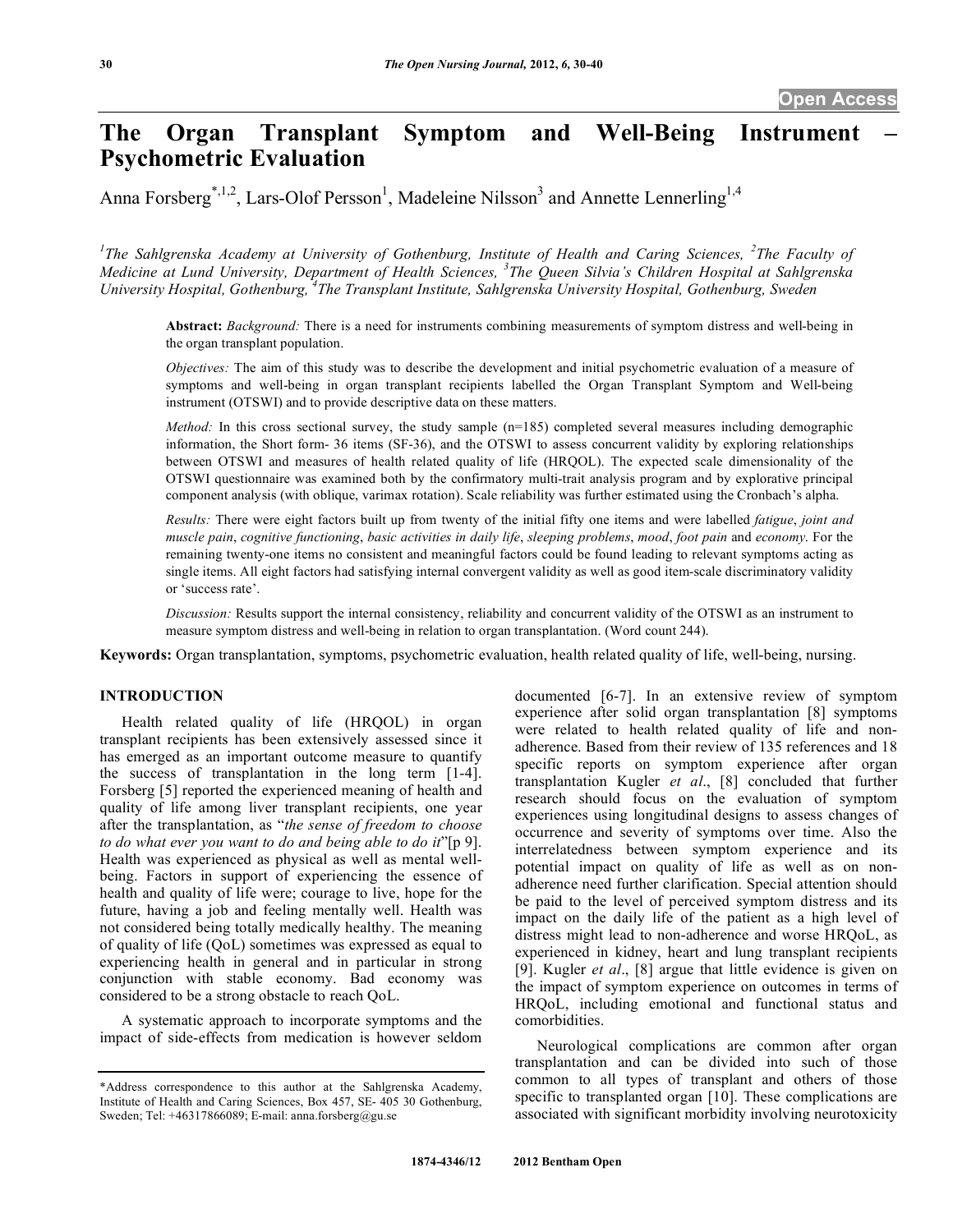# The Organ Transplant Symptom and Well-Being Instrument – Psychometric Evaluation

Anna Forsberg[*,1,2], Lars-Olof Persson[1], Madeleine Nilsson[3] and Annette Lennerling[1,4]

[1]The Sahlgrenska Academy at University of Gothenburg, Institute of Health and Caring Sciences, [2]The Faculty of Medicine at Lund University, Department of Health Sciences, [3]The Queen Silvia's Children Hospital at Sahlgrenska University Hospital, Gothenburg, [4]The Transplant Institute, Sahlgrenska University Hospital, Gothenburg, Sweden

**Abstract:** *Background:* There is a need for instruments combining measurements of symptom distress and well-being in the organ transplant population.

*Objectives:* The aim of this study was to describe the development and initial psychometric evaluation of a measure of symptoms and well-being in organ transplant recipients labelled the Organ Transplant Symptom and Well-being instrument (OTSWI) and to provide descriptive data on these matters.

*Method:* In this cross sectional survey, the study sample (n=185) completed several measures including demographic information, the Short form- 36 items (SF-36), and the OTSWI to assess concurrent validity by exploring relationships between OTSWI and measures of health related quality of life (HRQOL). The expected scale dimensionality of the OTSWI questionnaire was examined both by the confirmatory multi-trait analysis program and by explorative principal component analysis (with oblique, varimax rotation). Scale reliability was further estimated using the Cronbach's alpha.

*Results:* There were eight factors built up from twenty of the initial fifty one items and were labelled *fatigue*, *joint and muscle pain*, *cognitive functioning*, *basic activities in daily life*, *sleeping problems*, *mood*, *foot pain* and *economy*. For the remaining twenty-one items no consistent and meaningful factors could be found leading to relevant symptoms acting as single items. All eight factors had satisfying internal convergent validity as well as good item-scale discriminatory validity or 'success rate'.

*Discussion:* Results support the internal consistency, reliability and concurrent validity of the OTSWI as an instrument to measure symptom distress and well-being in relation to organ transplantation. (Word count 244).

**Keywords:** Organ transplantation, symptoms, psychometric evaluation, health related quality of life, well-being, nursing.

## INTRODUCTION

Health related quality of life (HRQOL) in organ transplant recipients has been extensively assessed since it has emerged as an important outcome measure to quantify the success of transplantation in the long term [1-4]. Forsberg [5] reported the experienced meaning of health and quality of life among liver transplant recipients, one year after the transplantation, as "*the sense of freedom to choose to do what ever you want to do and being able to do it*"[p 9]. Health was experienced as physical as well as mental well-being. Factors in support of experiencing the essence of health and quality of life were; courage to live, hope for the future, having a job and feeling mentally well. Health was not considered being totally medically healthy. The meaning of quality of life (QoL) sometimes was expressed as equal to experiencing health in general and in particular in strong conjunction with stable economy. Bad economy was considered to be a strong obstacle to reach QoL.

A systematic approach to incorporate symptoms and the impact of side-effects from medication is however seldom documented [6-7]. In an extensive review of symptom experience after solid organ transplantation [8] symptoms were related to health related quality of life and non-adherence. Based from their review of 135 references and 18 specific reports on symptom experience after organ transplantation Kugler *et al*., [8] concluded that further research should focus on the evaluation of symptom experiences using longitudinal designs to assess changes of occurrence and severity of symptoms over time. Also the interrelatedness between symptom experience and its potential impact on quality of life as well as on non-adherence need further clarification. Special attention should be paid to the level of perceived symptom distress and its impact on the daily life of the patient as a high level of distress might lead to non-adherence and worse HRQoL, as experienced in kidney, heart and lung transplant recipients [9]. Kugler *et al*., [8] argue that little evidence is given on the impact of symptom experience on outcomes in terms of HRQoL, including emotional and functional status and comorbidities.

Neurological complications are common after organ transplantation and can be divided into such of those common to all types of transplant and others of those specific to transplanted organ [10]. These complications are associated with significant morbidity involving neurotoxicity

*Address correspondence to this author at the Sahlgrenska Academy, Institute of Health and Caring Sciences, Box 457, SE- 405 30 Gothenburg, Sweden; Tel: +46317866089; E-mail: anna.forsberg@gu.se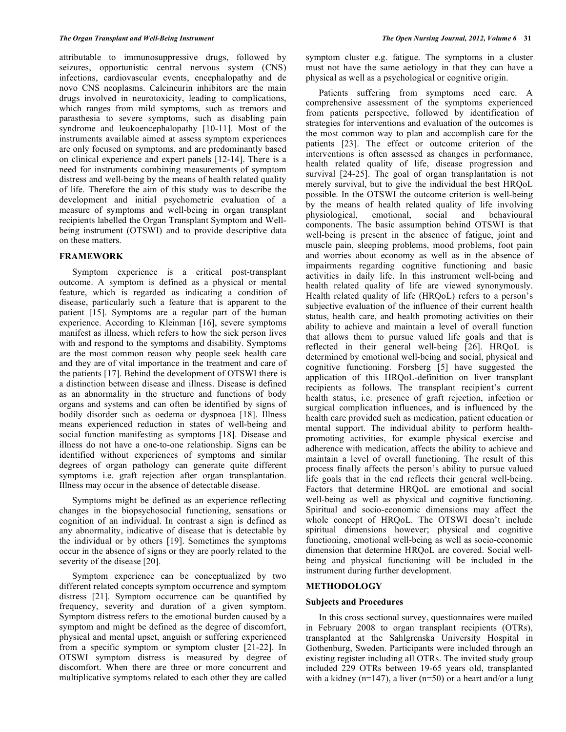attributable to immunosuppressive drugs, followed by seizures, opportunistic central nervous system (CNS) infections, cardiovascular events, encephalopathy and de novo CNS neoplasms. Calcineurin inhibitors are the main drugs involved in neurotoxicity, leading to complications, which ranges from mild symptoms, such as tremors and parasthesia to severe symptoms, such as disabling pain syndrome and leukoencephalopathy [10-11]. Most of the instruments available aimed at assess symptom experiences are only focused on symptoms, and are predominantly based on clinical experience and expert panels [12-14]. There is a need for instruments combining measurements of symptom distress and well-being by the means of health related quality of life. Therefore the aim of this study was to describe the development and initial psychometric evaluation of a measure of symptoms and well-being in organ transplant recipients labelled the Organ Transplant Symptom and Well-being instrument (OTSWI) and to provide descriptive data on these matters.

## FRAMEWORK

Symptom experience is a critical post-transplant outcome. A symptom is defined as a physical or mental feature, which is regarded as indicating a condition of disease, particularly such a feature that is apparent to the patient [15]. Symptoms are a regular part of the human experience. According to Kleinman [16], severe symptoms manifest as illness, which refers to how the sick person lives with and respond to the symptoms and disability. Symptoms are the most common reason why people seek health care and they are of vital importance in the treatment and care of the patients [17]. Behind the development of OTSWI there is a distinction between disease and illness. Disease is defined as an abnormality in the structure and functions of body organs and systems and can often be identified by signs of bodily disorder such as oedema or dyspnoea [18]. Illness means experienced reduction in states of well-being and social function manifesting as symptoms [18]. Disease and illness do not have a one-to-one relationship. Signs can be identified without experiences of symptoms and similar degrees of organ pathology can generate quite different symptoms i.e. graft rejection after organ transplantation. Illness may occur in the absence of detectable disease.

Symptoms might be defined as an experience reflecting changes in the biopsychosocial functioning, sensations or cognition of an individual. In contrast a sign is defined as any abnormality, indicative of disease that is detectable by the individual or by others [19]. Sometimes the symptoms occur in the absence of signs or they are poorly related to the severity of the disease [20].

Symptom experience can be conceptualized by two different related concepts symptom occurrence and symptom distress [21]. Symptom occurrence can be quantified by frequency, severity and duration of a given symptom. Symptom distress refers to the emotional burden caused by a symptom and might be defined as the degree of discomfort, physical and mental upset, anguish or suffering experienced from a specific symptom or symptom cluster [21-22]. In OTSWI symptom distress is measured by degree of discomfort. When there are three or more concurrent and multiplicative symptoms related to each other they are called symptom cluster e.g. fatigue. The symptoms in a cluster must not have the same aetiology in that they can have a physical as well as a psychological or cognitive origin.

Patients suffering from symptoms need care. A comprehensive assessment of the symptoms experienced from patients perspective, followed by identification of strategies for interventions and evaluation of the outcomes is the most common way to plan and accomplish care for the patients [23]. The effect or outcome criterion of the interventions is often assessed as changes in performance, health related quality of life, disease progression and survival [24-25]. The goal of organ transplantation is not merely survival, but to give the individual the best HRQoL possible. In the OTSWI the outcome criterion is well-being by the means of health related quality of life involving physiological, emotional, social and behavioural components. The basic assumption behind OTSWI is that well-being is present in the absence of fatigue, joint and muscle pain, sleeping problems, mood problems, foot pain and worries about economy as well as in the absence of impairments regarding cognitive functioning and basic activities in daily life. In this instrument well-being and health related quality of life are viewed synonymously. Health related quality of life (HRQoL) refers to a person's subjective evaluation of the influence of their current health status, health care, and health promoting activities on their ability to achieve and maintain a level of overall function that allows them to pursue valued life goals and that is reflected in their general well-being [26]. HRQoL is determined by emotional well-being and social, physical and cognitive functioning. Forsberg [5] have suggested the application of this HRQoL-definition on liver transplant recipients as follows. The transplant recipient's current health status, i.e. presence of graft rejection, infection or surgical complication influences, and is influenced by the health care provided such as medication, patient education or mental support. The individual ability to perform health-promoting activities, for example physical exercise and adherence with medication, affects the ability to achieve and maintain a level of overall functioning. The result of this process finally affects the person's ability to pursue valued life goals that in the end reflects their general well-being. Factors that determine HRQoL are emotional and social well-being as well as physical and cognitive functioning. Spiritual and socio-economic dimensions may affect the whole concept of HRQoL. The OTSWI doesn't include spiritual dimensions however; physical and cognitive functioning, emotional well-being as well as socio-economic dimension that determine HRQoL are covered. Social well-being and physical functioning will be included in the instrument during further development.

## METHODOLOGY

### Subjects and Procedures

In this cross sectional survey, questionnaires were mailed in February 2008 to organ transplant recipients (OTRs), transplanted at the Sahlgrenska University Hospital in Gothenburg, Sweden. Participants were included through an existing register including all OTRs. The invited study group included 229 OTRs between 19-65 years old, transplanted with a kidney (n=147), a liver (n=50) or a heart and/or a lung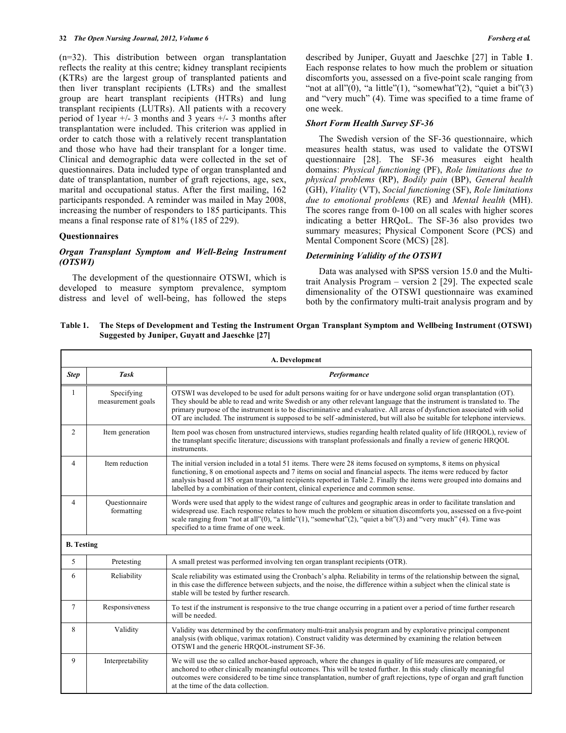(n=32). This distribution between organ transplantation reflects the reality at this centre; kidney transplant recipients (KTRs) are the largest group of transplanted patients and then liver transplant recipients (LTRs) and the smallest group are heart transplant recipients (HTRs) and lung transplant recipients (LUTRs). All patients with a recovery period of 1year +/- 3 months and 3 years +/- 3 months after transplantation were included. This criterion was applied in order to catch those with a relatively recent transplantation and those who have had their transplant for a longer time. Clinical and demographic data were collected in the set of questionnaires. Data included type of organ transplanted and date of transplantation, number of graft rejections, age, sex, marital and occupational status. After the first mailing, 162 participants responded. A reminder was mailed in May 2008, increasing the number of responders to 185 participants. This means a final response rate of 81% (185 of 229).

### Questionnaires

#### *Organ Transplant Symptom and Well-Being Instrument (OTSWI)*

The development of the questionnaire OTSWI, which is developed to measure symptom prevalence, symptom distress and level of well-being, has followed the steps described by Juniper, Guyatt and Jaeschke [27] in Table **1**. Each response relates to how much the problem or situation discomforts you, assessed on a five-point scale ranging from "not at all"(0), "a little"(1), "somewhat"(2), "quiet a bit"(3) and "very much" (4). Time was specified to a time frame of one week.

#### *Short Form Health Survey SF-36*

The Swedish version of the SF-36 questionnaire, which measures health status, was used to validate the OTSWI questionnaire [28]. The SF-36 measures eight health domains: *Physical functioning* (PF), *Role limitations due to physical problems* (RP), *Bodily pain* (BP), *General health* (GH), *Vitality* (VT), *Social functioning* (SF), *Role limitations due to emotional problems* (RE) and *Mental health* (MH). The scores range from 0-100 on all scales with higher scores indicating a better HRQoL. The SF-36 also provides two summary measures; Physical Component Score (PCS) and Mental Component Score (MCS) [28].

#### *Determining Validity of the OTSWI*

Data was analysed with SPSS version 15.0 and the Multi-trait Analysis Program – version 2 [29]. The expected scale dimensionality of the OTSWI questionnaire was examined both by the confirmatory multi-trait analysis program and by

**Table 1. The Steps of Development and Testing the Instrument Organ Transplant Symptom and Wellbeing Instrument (OTSWI) Suggested by Juniper, Guyatt and Jaeschke [27]**

| **A. Development** | | |
|---|---|---|
| ***Step*** | ***Task*** | ***Performance*** |
| 1 | Specifying measurement goals | OTSWI was developed to be used for adult persons waiting for or have undergone solid organ transplantation (OT). They should be able to read and write Swedish or any other relevant language that the instrument is translated to. The primary purpose of the instrument is to be discriminative and evaluative. All areas of dysfunction associated with solid OT are included. The instrument is supposed to be self -administered, but will also be suitable for telephone interviews. |
| 2 | Item generation | Item pool was chosen from unstructured interviews, studies regarding health related quality of life (HRQOL), review of the transplant specific literature; discussions with transplant professionals and finally a review of generic HRQOL instruments. |
| 4 | Item reduction | The initial version included in a total 51 items. There were 28 items focused on symptoms, 8 items on physical functioning, 8 on emotional aspects and 7 items on social and financial aspects. The items were reduced by factor analysis based at 185 organ transplant recipients reported in Table 2. Finally the items were grouped into domains and labelled by a combination of their content, clinical experience and common sense. |
| 4 | Questionnaire formatting | Words were used that apply to the widest range of cultures and geographic areas in order to facilitate translation and widespread use. Each response relates to how much the problem or situation discomforts you, assessed on a five-point scale ranging from "not at all"(0), "a little"(1), "somewhat"(2), "quiet a bit"(3) and "very much" (4). Time was specified to a time frame of one week. |
| **B. Testing** | | |
| 5 | Pretesting | A small pretest was performed involving ten organ transplant recipients (OTR). |
| 6 | Reliability | Scale reliability was estimated using the Cronbach's alpha. Reliability in terms of the relationship between the signal, in this case the difference between subjects, and the noise, the difference within a subject when the clinical state is stable will be tested by further research. |
| 7 | Responsiveness | To test if the instrument is responsive to the true change occurring in a patient over a period of time further research will be needed. |
| 8 | Validity | Validity was determined by the confirmatory multi-trait analysis program and by explorative principal component analysis (with oblique, varimax rotation). Construct validity was determined by examining the relation between OTSWI and the generic HRQOL-instrument SF-36. |
| 9 | Interpretability | We will use the so called anchor-based approach, where the changes in quality of life measures are compared, or anchored to other clinically meaningful outcomes. This will be tested further. In this study clinically meaningful outcomes were considered to be time since transplantation, number of graft rejections, type of organ and graft function at the time of the data collection. |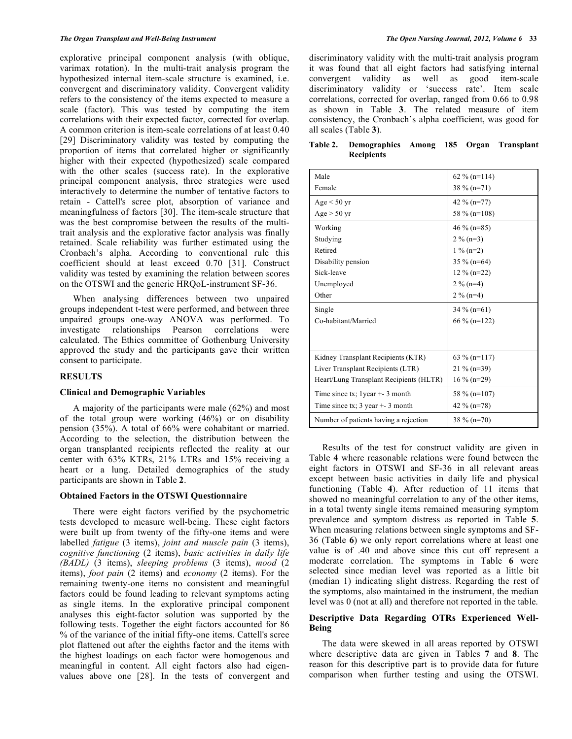explorative principal component analysis (with oblique, varimax rotation). In the multi-trait analysis program the hypothesized internal item-scale structure is examined, i.e. convergent and discriminatory validity. Convergent validity refers to the consistency of the items expected to measure a scale (factor). This was tested by computing the item correlations with their expected factor, corrected for overlap. A common criterion is item-scale correlations of at least 0.40 [29] Discriminatory validity was tested by computing the proportion of items that correlated higher or significantly higher with their expected (hypothesized) scale compared with the other scales (success rate). In the explorative principal component analysis, three strategies were used interactively to determine the number of tentative factors to retain - Cattell's scree plot, absorption of variance and meaningfulness of factors [30]. The item-scale structure that was the best compromise between the results of the multi-trait analysis and the explorative factor analysis was finally retained. Scale reliability was further estimated using the Cronbach's alpha. According to conventional rule this coefficient should at least exceed 0.70 [31]. Construct validity was tested by examining the relation between scores on the OTSWI and the generic HRQoL-instrument SF-36.

When analysing differences between two unpaired groups independent t-test were performed, and between three unpaired groups one-way ANOVA was performed. To investigate relationships Pearson correlations were calculated. The Ethics committee of Gothenburg University approved the study and the participants gave their written consent to participate.

## RESULTS

### Clinical and Demographic Variables

A majority of the participants were male (62%) and most of the total group were working (46%) or on disability pension (35%). A total of 66% were cohabitant or married. According to the selection, the distribution between the organ transplanted recipients reflected the reality at our center with 63% KTRs, 21% LTRs and 15% receiving a heart or a lung. Detailed demographics of the study participants are shown in Table **2**.

### Obtained Factors in the OTSWI Questionnaire

There were eight factors verified by the psychometric tests developed to measure well-being. These eight factors were built up from twenty of the fifty-one items and were labelled *fatigue* (3 items), *joint and muscle pain* (3 items), *cognitive functioning* (2 items), *basic activities in daily life (BADL)* (3 items), *sleeping problems* (3 items), *mood* (2 items), *foot pain* (2 items) and *economy* (2 items). For the remaining twenty-one items no consistent and meaningful factors could be found leading to relevant symptoms acting as single items. In the explorative principal component analyses this eight-factor solution was supported by the following tests. Together the eight factors accounted for 86 % of the variance of the initial fifty-one items. Cattell's scree plot flattened out after the eighths factor and the items with the highest loadings on each factor were homogenous and meaningful in content. All eight factors also had eigen-values above one [28]. In the tests of convergent and discriminatory validity with the multi-trait analysis program it was found that all eight factors had satisfying internal convergent validity as well as good item-scale discriminatory validity or 'success rate'. Item scale correlations, corrected for overlap, ranged from 0.66 to 0.98 as shown in Table **3**. The related measure of item consistency, the Cronbach's alpha coefficient, was good for all scales (Table **3**).

**Table 2. Demographics Among 185 Organ Transplant Recipients**

| | |
|---|---|
| Male | 62 % (n=114) |
| Female | 38 % (n=71) |
| Age < 50 yr | 42 % (n=77) |
| Age > 50 yr | 58 % (n=108) |
| Working | 46 % (n=85) |
| Studying | 2 % (n=3) |
| Retired | 1 % (n=2) |
| Disability pension | 35 % (n=64) |
| Sick-leave | 12 % (n=22) |
| Unemployed | 2 % (n=4) |
| Other | 2 % (n=4) |
| Single | 34 % (n=61) |
| Co-habitant/Married | 66 % (n=122) |
| Kidney Transplant Recipients (KTR) | 63 % (n=117) |
| Liver Transplant Recipients (LTR) | 21 % (n=39) |
| Heart/Lung Transplant Recipients (HLTR) | 16 % (n=29) |
| Time since tx; 1year +- 3 month | 58 % (n=107) |
| Time since tx; 3 year +- 3 month | 42 % (n=78) |
| Number of patients having a rejection | 38 % (n=70) |

Results of the test for construct validity are given in Table **4** where reasonable relations were found between the eight factors in OTSWI and SF-36 in all relevant areas except between basic activities in daily life and physical functioning (Table **4**). After reduction of 11 items that showed no meaningful correlation to any of the other items, in a total twenty single items remained measuring symptom prevalence and symptom distress as reported in Table **5**. When measuring relations between single symptoms and SF-36 (Table **6**) we only report correlations where at least one value is of .40 and above since this cut off represent a moderate correlation. The symptoms in Table **6** were selected since median level was reported as a little bit (median 1) indicating slight distress. Regarding the rest of the symptoms, also maintained in the instrument, the median level was 0 (not at all) and therefore not reported in the table.

### Descriptive Data Regarding OTRs Experienced Well-Being

The data were skewed in all areas reported by OTSWI where descriptive data are given in Tables **7** and **8**. The reason for this descriptive part is to provide data for future comparison when further testing and using the OTSWI.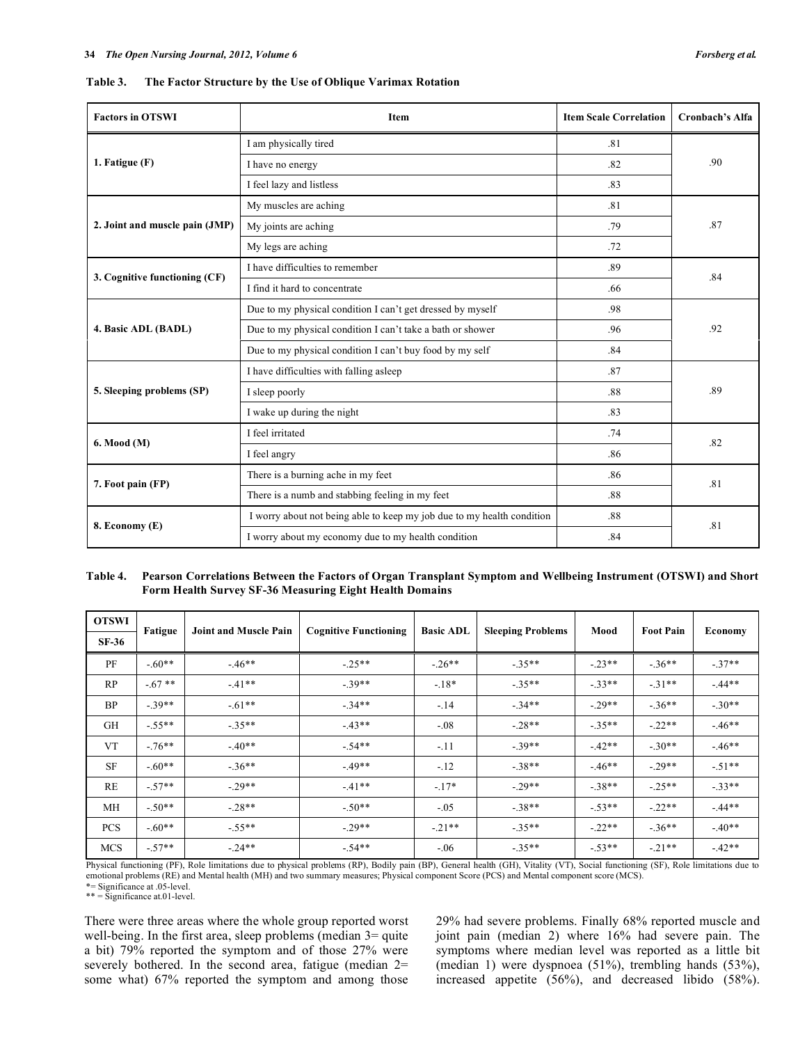**Table 3. The Factor Structure by the Use of Oblique Varimax Rotation**

| Factors in OTSWI | Item | Item Scale Correlation | Cronbach's Alfa |
|---|---|---|---|
| 1. Fatigue (F) | I am physically tired | .81 | .90 |
| | I have no energy | .82 | |
| | I feel lazy and listless | .83 | |
| 2. Joint and muscle pain (JMP) | My muscles are aching | .81 | .87 |
| | My joints are aching | .79 | |
| | My legs are aching | .72 | |
| 3. Cognitive functioning (CF) | I have difficulties to remember | .89 | .84 |
| | I find it hard to concentrate | .66 | |
| 4. Basic ADL (BADL) | Due to my physical condition I can't get dressed by myself | .98 | .92 |
| | Due to my physical condition I can't take a bath or shower | .96 | |
| | Due to my physical condition I can't buy food by my self | .84 | |
| 5. Sleeping problems (SP) | I have difficulties with falling asleep | .87 | .89 |
| | I sleep poorly | .88 | |
| | I wake up during the night | .83 | |
| 6. Mood (M) | I feel irritated | .74 | .82 |
| | I feel angry | .86 | |
| 7. Foot pain (FP) | There is a burning ache in my feet | .86 | .81 |
| | There is a numb and stabbing feeling in my feet | .88 | |
| 8. Economy (E) | I worry about not being able to keep my job due to my health condition | .88 | .81 |
| | I worry about my economy due to my health condition | .84 | |

**Table 4. Pearson Correlations Between the Factors of Organ Transplant Symptom and Wellbeing Instrument (OTSWI) and Short Form Health Survey SF-36 Measuring Eight Health Domains**

| OTSWI / SF-36 | Fatigue | Joint and Muscle Pain | Cognitive Functioning | Basic ADL | Sleeping Problems | Mood | Foot Pain | Economy |
|---|---|---|---|---|---|---|---|---|
| PF | -.60** | -.46** | -.25** | -.26** | -.35** | -.23** | -.36** | -.37** |
| RP | -.67 ** | -.41** | -.39** | -.18* | -.35** | -.33** | -.31** | -.44** |
| BP | -.39** | -.61** | -.34** | -.14 | -.34** | -.29** | -.36** | -.30** |
| GH | -.55** | -.35** | -.43** | -.08 | -.28** | -.35** | -.22** | -.46** |
| VT | -.76** | -.40** | -.54** | -.11 | -.39** | -.42** | -.30** | -.46** |
| SF | -.60** | -.36** | -.49** | -.12 | -.38** | -.46** | -.29** | -.51** |
| RE | -.57** | -.29** | -.41** | -.17* | -.29** | -.38** | -.25** | -.33** |
| MH | -.50** | -.28** | -.50** | -.05 | -.38** | -.53** | -.22** | -.44** |
| PCS | -.60** | -.55** | -.29** | -.21** | -.35** | -.22** | -.36** | -.40** |
| MCS | -.57** | -.24** | -.54** | -.06 | -.35** | -.53** | -.21** | -.42** |

Physical functioning (PF), Role limitations due to physical problems (RP), Bodily pain (BP), General health (GH), Vitality (VT), Social functioning (SF), Role limitations due to emotional problems (RE) and Mental health (MH) and two summary measures; Physical component Score (PCS) and Mental component score (MCS).
*= Significance at .05-level.
** = Significance at.01-level.

There were three areas where the whole group reported worst well-being. In the first area, sleep problems (median 3= quite a bit) 79% reported the symptom and of those 27% were severely bothered. In the second area, fatigue (median 2= some what) 67% reported the symptom and among those 29% had severe problems. Finally 68% reported muscle and joint pain (median 2) where 16% had severe pain. The symptoms where median level was reported as a little bit (median 1) were dyspnoea (51%), trembling hands (53%), increased appetite (56%), and decreased libido (58%).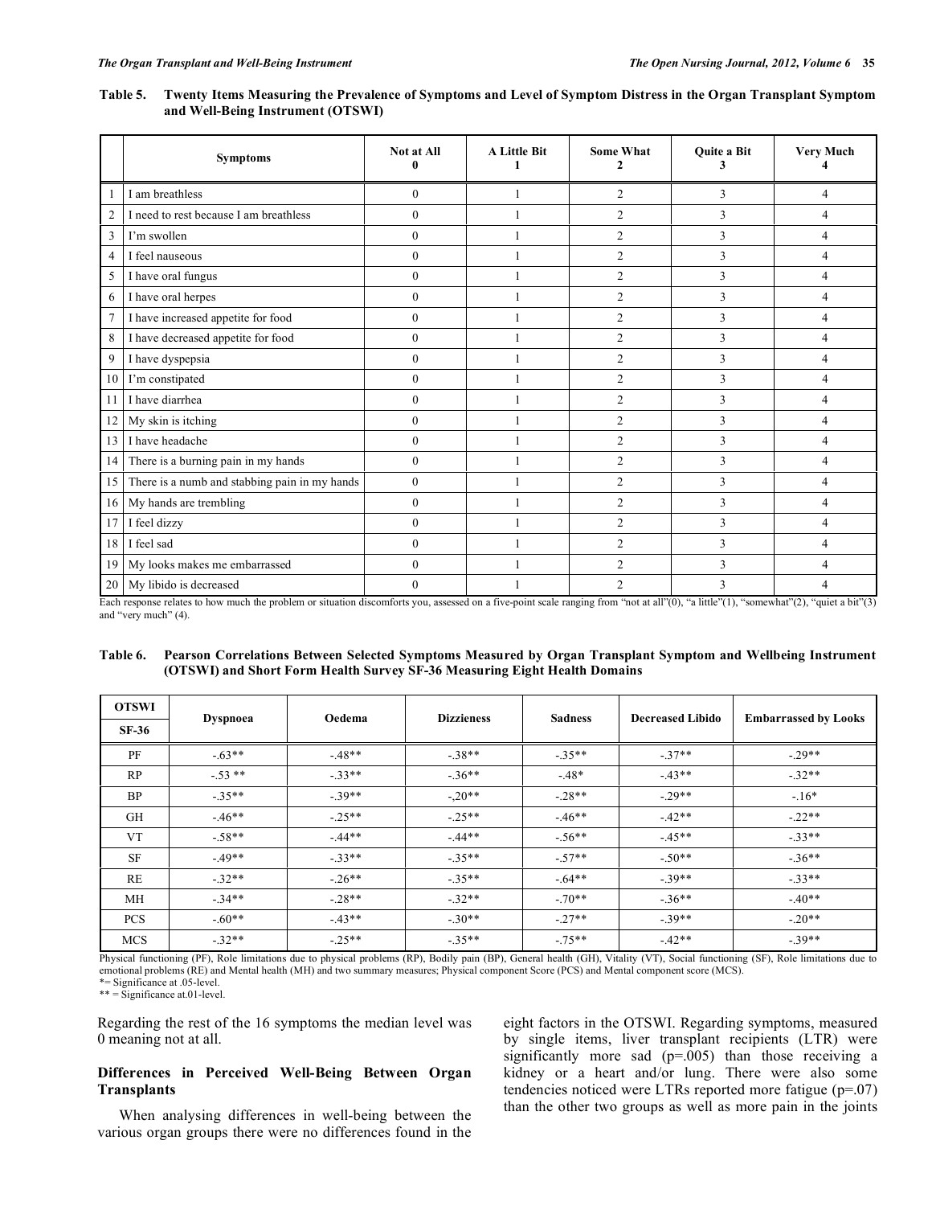**Table 5. Twenty Items Measuring the Prevalence of Symptoms and Level of Symptom Distress in the Organ Transplant Symptom and Well-Being Instrument (OTSWI)**

| | Symptoms | Not at All 0 | A Little Bit 1 | Some What 2 | Quite a Bit 3 | Very Much 4 |
|---|---|---|---|---|---|---|
| 1 | I am breathless | 0 | 1 | 2 | 3 | 4 |
| 2 | I need to rest because I am breathless | 0 | 1 | 2 | 3 | 4 |
| 3 | I'm swollen | 0 | 1 | 2 | 3 | 4 |
| 4 | I feel nauseous | 0 | 1 | 2 | 3 | 4 |
| 5 | I have oral fungus | 0 | 1 | 2 | 3 | 4 |
| 6 | I have oral herpes | 0 | 1 | 2 | 3 | 4 |
| 7 | I have increased appetite for food | 0 | 1 | 2 | 3 | 4 |
| 8 | I have decreased appetite for food | 0 | 1 | 2 | 3 | 4 |
| 9 | I have dyspepsia | 0 | 1 | 2 | 3 | 4 |
| 10 | I'm constipated | 0 | 1 | 2 | 3 | 4 |
| 11 | I have diarrhea | 0 | 1 | 2 | 3 | 4 |
| 12 | My skin is itching | 0 | 1 | 2 | 3 | 4 |
| 13 | I have headache | 0 | 1 | 2 | 3 | 4 |
| 14 | There is a burning pain in my hands | 0 | 1 | 2 | 3 | 4 |
| 15 | There is a numb and stabbing pain in my hands | 0 | 1 | 2 | 3 | 4 |
| 16 | My hands are trembling | 0 | 1 | 2 | 3 | 4 |
| 17 | I feel dizzy | 0 | 1 | 2 | 3 | 4 |
| 18 | I feel sad | 0 | 1 | 2 | 3 | 4 |
| 19 | My looks makes me embarrassed | 0 | 1 | 2 | 3 | 4 |
| 20 | My libido is decreased | 0 | 1 | 2 | 3 | 4 |

Each response relates to how much the problem or situation discomforts you, assessed on a five-point scale ranging from "not at all"(0), "a little"(1), "somewhat"(2), "quiet a bit"(3) and "very much" (4).

**Table 6. Pearson Correlations Between Selected Symptoms Measured by Organ Transplant Symptom and Wellbeing Instrument (OTSWI) and Short Form Health Survey SF-36 Measuring Eight Health Domains**

| OTSWI / SF-36 | Dyspnoea | Oedema | Dizzieness | Sadness | Decreased Libido | Embarrassed by Looks |
|---|---|---|---|---|---|---|
| PF | -.63** | -.48** | -.38** | -.35** | -.37** | -.29** |
| RP | -.53 ** | -.33** | -.36** | -.48* | -.43** | -.32** |
| BP | -.35** | -.39** | -,20** | -.28** | -.29** | -.16* |
| GH | -.46** | -.25** | -.25** | -.46** | -.42** | -.22** |
| VT | -.58** | -.44** | -.44** | -.56** | -.45** | -.33** |
| SF | -.49** | -.33** | -.35** | -.57** | -.50** | -.36** |
| RE | -.32** | -.26** | -.35** | -.64** | -.39** | -.33** |
| MH | -.34** | -.28** | -.32** | -.70** | -.36** | -.40** |
| PCS | -.60** | -.43** | -.30** | -.27** | -.39** | -.20** |
| MCS | -.32** | -.25** | -.35** | -.75** | -.42** | -.39** |

Physical functioning (PF), Role limitations due to physical problems (RP), Bodily pain (BP), General health (GH), Vitality (VT), Social functioning (SF), Role limitations due to emotional problems (RE) and Mental health (MH) and two summary measures; Physical component Score (PCS) and Mental component score (MCS).
*= Significance at .05-level.
** = Significance at.01-level.

Regarding the rest of the 16 symptoms the median level was 0 meaning not at all.

### Differences in Perceived Well-Being Between Organ Transplants

When analysing differences in well-being between the various organ groups there were no differences found in the eight factors in the OTSWI. Regarding symptoms, measured by single items, liver transplant recipients (LTR) were significantly more sad (p=.005) than those receiving a kidney or a heart and/or lung. There were also some tendencies noticed were LTRs reported more fatigue (p=.07) than the other two groups as well as more pain in the joints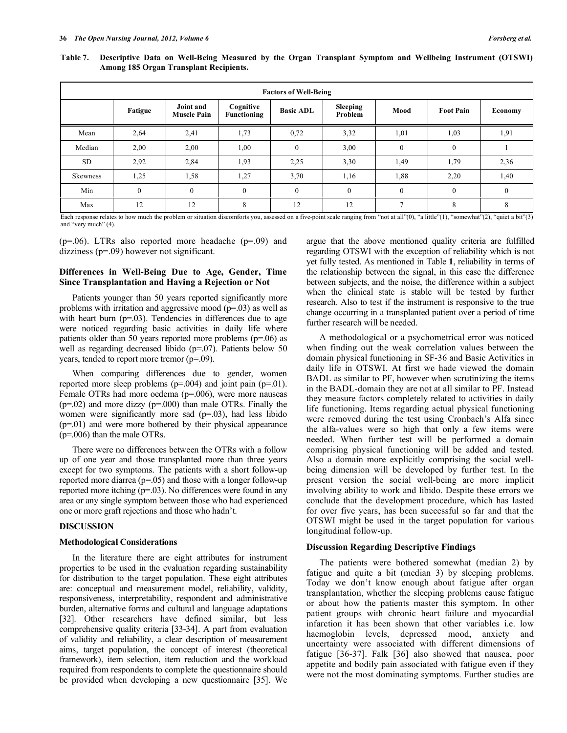**Table 7. Descriptive Data on Well-Being Measured by the Organ Transplant Symptom and Wellbeing Instrument (OTSWI) Among 185 Organ Transplant Recipients.**

| | Factors of Well-Being | | | | | | | |
|---|---|---|---|---|---|---|---|---|
| | Fatigue | Joint and Muscle Pain | Cognitive Functioning | Basic ADL | Sleeping Problem | Mood | Foot Pain | Economy |
| Mean | 2,64 | 2,41 | 1,73 | 0,72 | 3,32 | 1,01 | 1,03 | 1,91 |
| Median | 2,00 | 2,00 | 1,00 | 0 | 3,00 | 0 | 0 | 1 |
| SD | 2,92 | 2,84 | 1,93 | 2,25 | 3,30 | 1,49 | 1,79 | 2,36 |
| Skewness | 1,25 | 1,58 | 1,27 | 3,70 | 1,16 | 1,88 | 2,20 | 1,40 |
| Min | 0 | 0 | 0 | 0 | 0 | 0 | 0 | 0 |
| Max | 12 | 12 | 8 | 12 | 12 | 7 | 8 | 8 |

Each response relates to how much the problem or situation discomforts you, assessed on a five-point scale ranging from "not at all"(0), "a little"(1), "somewhat"(2), "quiet a bit"(3) and "very much" (4).

(p=.06). LTRs also reported more headache (p=.09) and dizziness (p=.09) however not significant.

### Differences in Well-Being Due to Age, Gender, Time Since Transplantation and Having a Rejection or Not

Patients younger than 50 years reported significantly more problems with irritation and aggressive mood (p=.03) as well as with heart burn (p=.03). Tendencies in differences due to age were noticed regarding basic activities in daily life where patients older than 50 years reported more problems (p=.06) as well as regarding decreased libido (p=.07). Patients below 50 years, tended to report more tremor (p=.09).

When comparing differences due to gender, women reported more sleep problems (p=.004) and joint pain (p=.01). Female OTRs had more oedema (p=.006), were more nauseas (p=.02) and more dizzy (p=.000) than male OTRs. Finally the women were significantly more sad (p=.03), had less libido (p=.01) and were more bothered by their physical appearance (p=.006) than the male OTRs.

There were no differences between the OTRs with a follow up of one year and those transplanted more than three years except for two symptoms. The patients with a short follow-up reported more diarrea (p=.05) and those with a longer follow-up reported more itching (p=.03). No differences were found in any area or any single symptom between those who had experienced one or more graft rejections and those who hadn't.

## DISCUSSION

### Methodological Considerations

In the literature there are eight attributes for instrument properties to be used in the evaluation regarding sustainability for distribution to the target population. These eight attributes are: conceptual and measurement model, reliability, validity, responsiveness, interpretability, respondent and administrative burden, alternative forms and cultural and language adaptations [32]. Other researchers have defined similar, but less comprehensive quality criteria [33-34]. A part from evaluation of validity and reliability, a clear description of measurement aims, target population, the concept of interest (theoretical framework), item selection, item reduction and the workload required from respondents to complete the questionnaire should be provided when developing a new questionnaire [35]. We argue that the above mentioned quality criteria are fulfilled regarding OTSWI with the exception of reliability which is not yet fully tested. As mentioned in Table **1**, reliability in terms of the relationship between the signal, in this case the difference between subjects, and the noise, the difference within a subject when the clinical state is stable will be tested by further research. Also to test if the instrument is responsive to the true change occurring in a transplanted patient over a period of time further research will be needed.

A methodological or a psychometrical error was noticed when finding out the weak correlation values between the domain physical functioning in SF-36 and Basic Activities in daily life in OTSWI. At first we hade viewed the domain BADL as similar to PF, however when scrutinizing the items in the BADL-domain they are not at all similar to PF. Instead they measure factors completely related to activities in daily life functioning. Items regarding actual physical functioning were removed during the test using Cronbach's Alfa since the alfa-values were so high that only a few items were needed. When further test will be performed a domain comprising physical functioning will be added and tested. Also a domain more explicitly comprising the social well-being dimension will be developed by further test. In the present version the social well-being are more implicit involving ability to work and libido. Despite these errors we conclude that the development procedure, which has lasted for over five years, has been successful so far and that the OTSWI might be used in the target population for various longitudinal follow-up.

### Discussion Regarding Descriptive Findings

The patients were bothered somewhat (median 2) by fatigue and quite a bit (median 3) by sleeping problems. Today we don't know enough about fatigue after organ transplantation, whether the sleeping problems cause fatigue or about how the patients master this symptom. In other patient groups with chronic heart failure and myocardial infarction it has been shown that other variables i.e. low haemoglobin levels, depressed mood, anxiety and uncertainty were associated with different dimensions of fatigue [36-37]. Falk [36] also showed that nausea, poor appetite and bodily pain associated with fatigue even if they were not the most dominating symptoms. Further studies are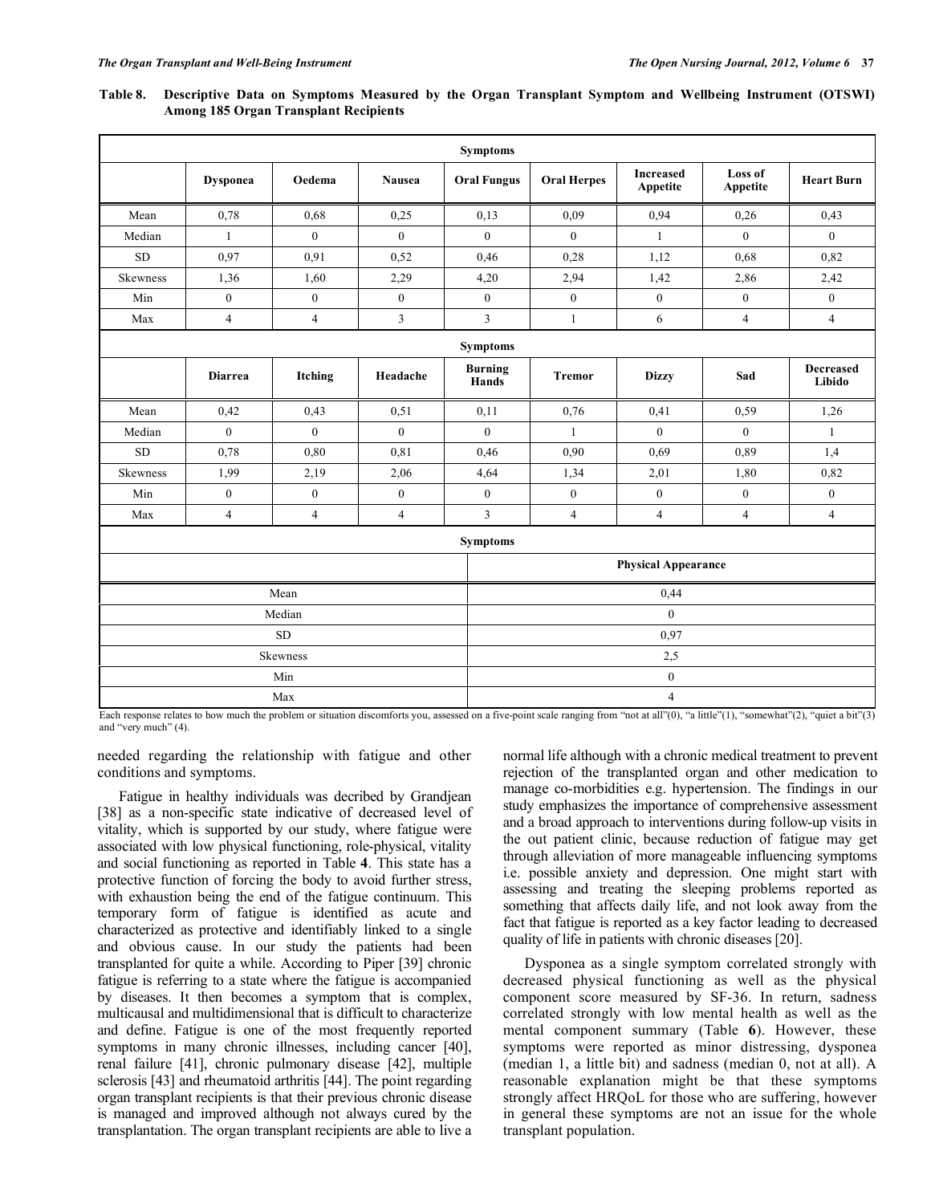**Table 8. Descriptive Data on Symptoms Measured by the Organ Transplant Symptom and Wellbeing Instrument (OTSWI) Among 185 Organ Transplant Recipients**

| | Symptoms | | | | | | | |
|---|---|---|---|---|---|---|---|---|
| | Dysponea | Oedema | Nausea | Oral Fungus | Oral Herpes | Increased Appetite | Loss of Appetite | Heart Burn |
| Mean | 0,78 | 0,68 | 0,25 | 0,13 | 0,09 | 0,94 | 0,26 | 0,43 |
| Median | 1 | 0 | 0 | 0 | 0 | 1 | 0 | 0 |
| SD | 0,97 | 0,91 | 0,52 | 0,46 | 0,28 | 1,12 | 0,68 | 0,82 |
| Skewness | 1,36 | 1,60 | 2,29 | 4,20 | 2,94 | 1,42 | 2,86 | 2,42 |
| Min | 0 | 0 | 0 | 0 | 0 | 0 | 0 | 0 |
| Max | 4 | 4 | 3 | 3 | 1 | 6 | 4 | 4 |
| | Diarrea | Itching | Headache | Burning Hands | Tremor | Dizzy | Sad | Decreased Libido |
| Mean | 0,42 | 0,43 | 0,51 | 0,11 | 0,76 | 0,41 | 0,59 | 1,26 |
| Median | 0 | 0 | 0 | 0 | 1 | 0 | 0 | 1 |
| SD | 0,78 | 0,80 | 0,81 | 0,46 | 0,90 | 0,69 | 0,89 | 1,4 |
| Skewness | 1,99 | 2,19 | 2,06 | 4,64 | 1,34 | 2,01 | 1,80 | 0,82 |
| Min | 0 | 0 | 0 | 0 | 0 | 0 | 0 | 0 |
| Max | 4 | 4 | 4 | 3 | 4 | 4 | 4 | 4 |

| Symptoms | |
|---|---|
| | Physical Appearance |
| Mean | 0,44 |
| Median | 0 |
| SD | 0,97 |
| Skewness | 2,5 |
| Min | 0 |
| Max | 4 |

Each response relates to how much the problem or situation discomforts you, assessed on a five-point scale ranging from "not at all"(0), "a little"(1), "somewhat"(2), "quiet a bit"(3) and "very much" (4).

needed regarding the relationship with fatigue and other conditions and symptoms.

Fatigue in healthy individuals was decribed by Grandjean [38] as a non-specific state indicative of decreased level of vitality, which is supported by our study, where fatigue were associated with low physical functioning, role-physical, vitality and social functioning as reported in Table **4**. This state has a protective function of forcing the body to avoid further stress, with exhaustion being the end of the fatigue continuum. This temporary form of fatigue is identified as acute and characterized as protective and identifiably linked to a single and obvious cause. In our study the patients had been transplanted for quite a while. According to Piper [39] chronic fatigue is referring to a state where the fatigue is accompanied by diseases. It then becomes a symptom that is complex, multicausal and multidimensional that is difficult to characterize and define. Fatigue is one of the most frequently reported symptoms in many chronic illnesses, including cancer [40], renal failure [41], chronic pulmonary disease [42], multiple sclerosis [43] and rheumatoid arthritis [44]. The point regarding organ transplant recipients is that their previous chronic disease is managed and improved although not always cured by the transplantation. The organ transplant recipients are able to live a normal life although with a chronic medical treatment to prevent rejection of the transplanted organ and other medication to manage co-morbidities e.g. hypertension. The findings in our study emphasizes the importance of comprehensive assessment and a broad approach to interventions during follow-up visits in the out patient clinic, because reduction of fatigue may get through alleviation of more manageable influencing symptoms i.e. possible anxiety and depression. One might start with assessing and treating the sleeping problems reported as something that affects daily life, and not look away from the fact that fatigue is reported as a key factor leading to decreased quality of life in patients with chronic diseases [20].

Dysponea as a single symptom correlated strongly with decreased physical functioning as well as the physical component score measured by SF-36. In return, sadness correlated strongly with low mental health as well as the mental component summary (Table **6**). However, these symptoms were reported as minor distressing, dysponea (median 1, a little bit) and sadness (median 0, not at all). A reasonable explanation might be that these symptoms strongly affect HRQoL for those who are suffering, however in general these symptoms are not an issue for the whole transplant population.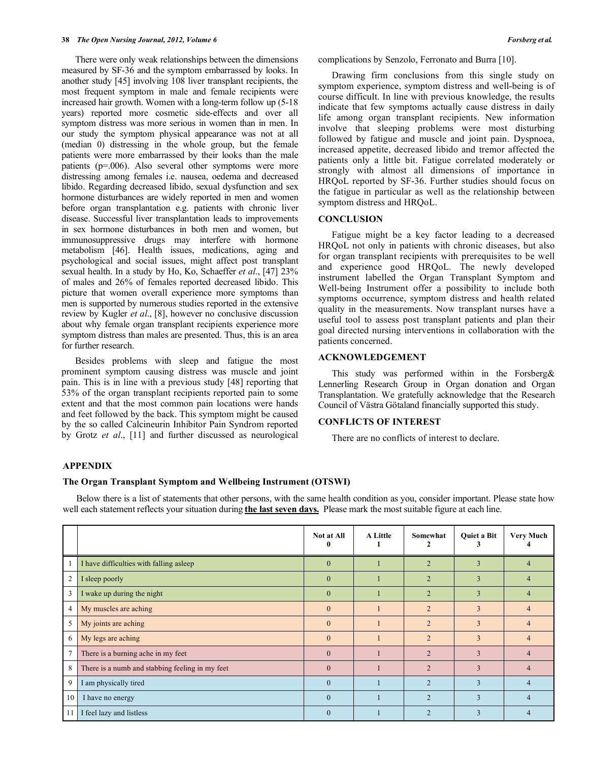There were only weak relationships between the dimensions measured by SF-36 and the symptom embarrassed by looks. In another study [45] involving 108 liver transplant recipients, the most frequent symptom in male and female recipients were increased hair growth. Women with a long-term follow up (5-18 years) reported more cosmetic side-effects and over all symptom distress was more serious in women than in men. In our study the symptom physical appearance was not at all (median 0) distressing in the whole group, but the female patients were more embarrassed by their looks than the male patients (p=.006). Also several other symptoms were more distressing among females i.e. nausea, oedema and decreased libido. Regarding decreased libido, sexual dysfunction and sex hormone disturbances are widely reported in men and women before organ transplantation e.g. patients with chronic liver disease. Successful liver transplantation leads to improvements in sex hormone disturbances in both men and women, but immunosuppressive drugs may interfere with hormone metabolism [46]. Health issues, medications, aging and psychological and social issues, might affect post transplant sexual health. In a study by Ho, Ko, Schaeffer *et al*., [47] 23% of males and 26% of females reported decreased libido. This picture that women overall experience more symptoms than men is supported by numerous studies reported in the extensive review by Kugler *et al*., [8], however no conclusive discussion about why female organ transplant recipients experience more symptom distress than males are presented. Thus, this is an area for further research.

Besides problems with sleep and fatigue the most prominent symptom causing distress was muscle and joint pain. This is in line with a previous study [48] reporting that 53% of the organ transplant recipients reported pain to some extent and that the most common pain locations were hands and feet followed by the back. This symptom might be caused by the so called Calcineurin Inhibitor Pain Syndrom reported by Grotz *et al*., [11] and further discussed as neurological complications by Senzolo, Ferronato and Burra [10].

Drawing firm conclusions from this single study on symptom experience, symptom distress and well-being is of course difficult. In line with previous knowledge, the results indicate that few symptoms actually cause distress in daily life among organ transplant recipients. New information involve that sleeping problems were most disturbing followed by fatigue and muscle and joint pain. Dyspnoea, increased appetite, decreased libido and tremor affected the patients only a little bit. Fatigue correlated moderately or strongly with almost all dimensions of importance in HRQoL reported by SF-36. Further studies should focus on the fatigue in particular as well as the relationship between symptom distress and HRQoL.

## CONCLUSION

Fatigue might be a key factor leading to a decreased HRQoL not only in patients with chronic diseases, but also for organ transplant recipients with prerequisites to be well and experience good HRQoL. The newly developed instrument labelled the Organ Transplant Symptom and Well-being Instrument offer a possibility to include both symptoms occurrence, symptom distress and health related quality in the measurements. Now transplant nurses have a useful tool to assess post transplant patients and plan their goal directed nursing interventions in collaboration with the patients concerned.

## ACKNOWLEDGEMENT

This study was performed within in the Forsberg& Lennerling Research Group in Organ donation and Organ Transplantation. We gratefully acknowledge that the Research Council of Västra Götaland financially supported this study.

## CONFLICTS OF INTEREST

There are no conflicts of interest to declare.

## APPENDIX

### The Organ Transplant Symptom and Wellbeing Instrument (OTSWI)

Below there is a list of statements that other persons, with the same health condition as you, consider important. Please state how well each statement reflects your situation during **the last seven days.** Please mark the most suitable figure at each line.

| | | Not at All 0 | A Little 1 | Somewhat 2 | Quiet a Bit 3 | Very Much 4 |
|---|---|---|---|---|---|---|
| 1 | I have difficulties with falling asleep | 0 | 1 | 2 | 3 | 4 |
| 2 | I sleep poorly | 0 | 1 | 2 | 3 | 4 |
| 3 | I wake up during the night | 0 | 1 | 2 | 3 | 4 |
| 4 | My muscles are aching | 0 | 1 | 2 | 3 | 4 |
| 5 | My joints are aching | 0 | 1 | 2 | 3 | 4 |
| 6 | My legs are aching | 0 | 1 | 2 | 3 | 4 |
| 7 | There is a burning ache in my feet | 0 | 1 | 2 | 3 | 4 |
| 8 | There is a numb and stabbing feeling in my feet | 0 | 1 | 2 | 3 | 4 |
| 9 | I am physically tired | 0 | 1 | 2 | 3 | 4 |
| 10 | I have no energy | 0 | 1 | 2 | 3 | 4 |
| 11 | I feel lazy and listless | 0 | 1 | 2 | 3 | 4 |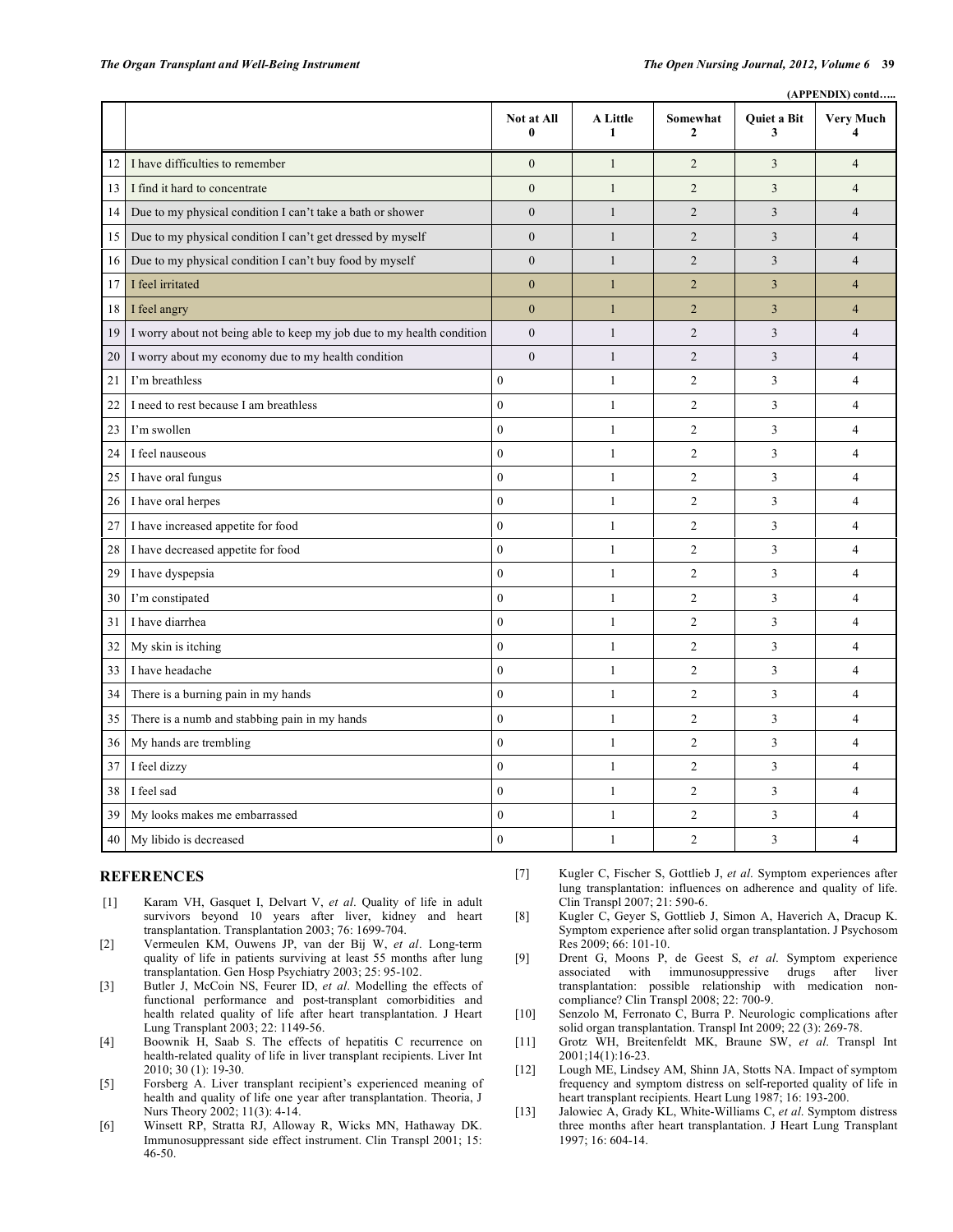(APPENDIX) contd…..

| | | Not at All 0 | A Little 1 | Somewhat 2 | Quiet a Bit 3 | Very Much 4 |
|---|---|---|---|---|---|---|
| 12 | I have difficulties to remember | 0 | 1 | 2 | 3 | 4 |
| 13 | I find it hard to concentrate | 0 | 1 | 2 | 3 | 4 |
| 14 | Due to my physical condition I can't take a bath or shower | 0 | 1 | 2 | 3 | 4 |
| 15 | Due to my physical condition I can't get dressed by myself | 0 | 1 | 2 | 3 | 4 |
| 16 | Due to my physical condition I can't buy food by myself | 0 | 1 | 2 | 3 | 4 |
| 17 | I feel irritated | 0 | 1 | 2 | 3 | 4 |
| 18 | I feel angry | 0 | 1 | 2 | 3 | 4 |
| 19 | I worry about not being able to keep my job due to my health condition | 0 | 1 | 2 | 3 | 4 |
| 20 | I worry about my economy due to my health condition | 0 | 1 | 2 | 3 | 4 |
| 21 | I'm breathless | 0 | 1 | 2 | 3 | 4 |
| 22 | I need to rest because I am breathless | 0 | 1 | 2 | 3 | 4 |
| 23 | I'm swollen | 0 | 1 | 2 | 3 | 4 |
| 24 | I feel nauseous | 0 | 1 | 2 | 3 | 4 |
| 25 | I have oral fungus | 0 | 1 | 2 | 3 | 4 |
| 26 | I have oral herpes | 0 | 1 | 2 | 3 | 4 |
| 27 | I have increased appetite for food | 0 | 1 | 2 | 3 | 4 |
| 28 | I have decreased appetite for food | 0 | 1 | 2 | 3 | 4 |
| 29 | I have dyspepsia | 0 | 1 | 2 | 3 | 4 |
| 30 | I'm constipated | 0 | 1 | 2 | 3 | 4 |
| 31 | I have diarrhea | 0 | 1 | 2 | 3 | 4 |
| 32 | My skin is itching | 0 | 1 | 2 | 3 | 4 |
| 33 | I have headache | 0 | 1 | 2 | 3 | 4 |
| 34 | There is a burning pain in my hands | 0 | 1 | 2 | 3 | 4 |
| 35 | There is a numb and stabbing pain in my hands | 0 | 1 | 2 | 3 | 4 |
| 36 | My hands are trembling | 0 | 1 | 2 | 3 | 4 |
| 37 | I feel dizzy | 0 | 1 | 2 | 3 | 4 |
| 38 | I feel sad | 0 | 1 | 2 | 3 | 4 |
| 39 | My looks makes me embarrassed | 0 | 1 | 2 | 3 | 4 |
| 40 | My libido is decreased | 0 | 1 | 2 | 3 | 4 |

## REFERENCES

[1] Karam VH, Gasquet I, Delvart V, *et al*. Quality of life in adult survivors beyond 10 years after liver, kidney and heart transplantation. Transplantation 2003; 76: 1699-704.

[2] Vermeulen KM, Ouwens JP, van der Bij W, *et al*. Long-term quality of life in patients surviving at least 55 months after lung transplantation. Gen Hosp Psychiatry 2003; 25: 95-102.

[3] Butler J, McCoin NS, Feurer ID, *et al*. Modelling the effects of functional performance and post-transplant comorbidities and health related quality of life after heart transplantation. J Heart Lung Transplant 2003; 22: 1149-56.

[4] Boownik H, Saab S. The effects of hepatitis C recurrence on health-related quality of life in liver transplant recipients. Liver Int 2010; 30 (1): 19-30.

[5] Forsberg A. Liver transplant recipient's experienced meaning of health and quality of life one year after transplantation. Theoria, J Nurs Theory 2002; 11(3): 4-14.

[6] Winsett RP, Stratta RJ, Alloway R, Wicks MN, Hathaway DK. Immunosuppressant side effect instrument. Clin Transpl 2001; 15: 46-50.

[7] Kugler C, Fischer S, Gottlieb J, *et al*. Symptom experiences after lung transplantation: influences on adherence and quality of life. Clin Transpl 2007; 21: 590-6.

[8] Kugler C, Geyer S, Gottlieb J, Simon A, Haverich A, Dracup K. Symptom experience after solid organ transplantation. J Psychosom Res 2009; 66: 101-10.

[9] Drent G, Moons P, de Geest S, *et al*. Symptom experience associated with immunosuppressive drugs after liver transplantation: possible relationship with medication non-compliance? Clin Transpl 2008; 22: 700-9.

[10] Senzolo M, Ferronato C, Burra P. Neurologic complications after solid organ transplantation. Transpl Int 2009; 22 (3): 269-78.

[11] Grotz WH, Breitenfeldt MK, Braune SW, *et al*. Transpl Int 2001;14(1):16-23.

[12] Lough ME, Lindsey AM, Shinn JA, Stotts NA. Impact of symptom frequency and symptom distress on self-reported quality of life in heart transplant recipients. Heart Lung 1987; 16: 193-200.

[13] Jalowiec A, Grady KL, White-Williams C, *et al*. Symptom distress three months after heart transplantation. J Heart Lung Transplant 1997; 16: 604-14.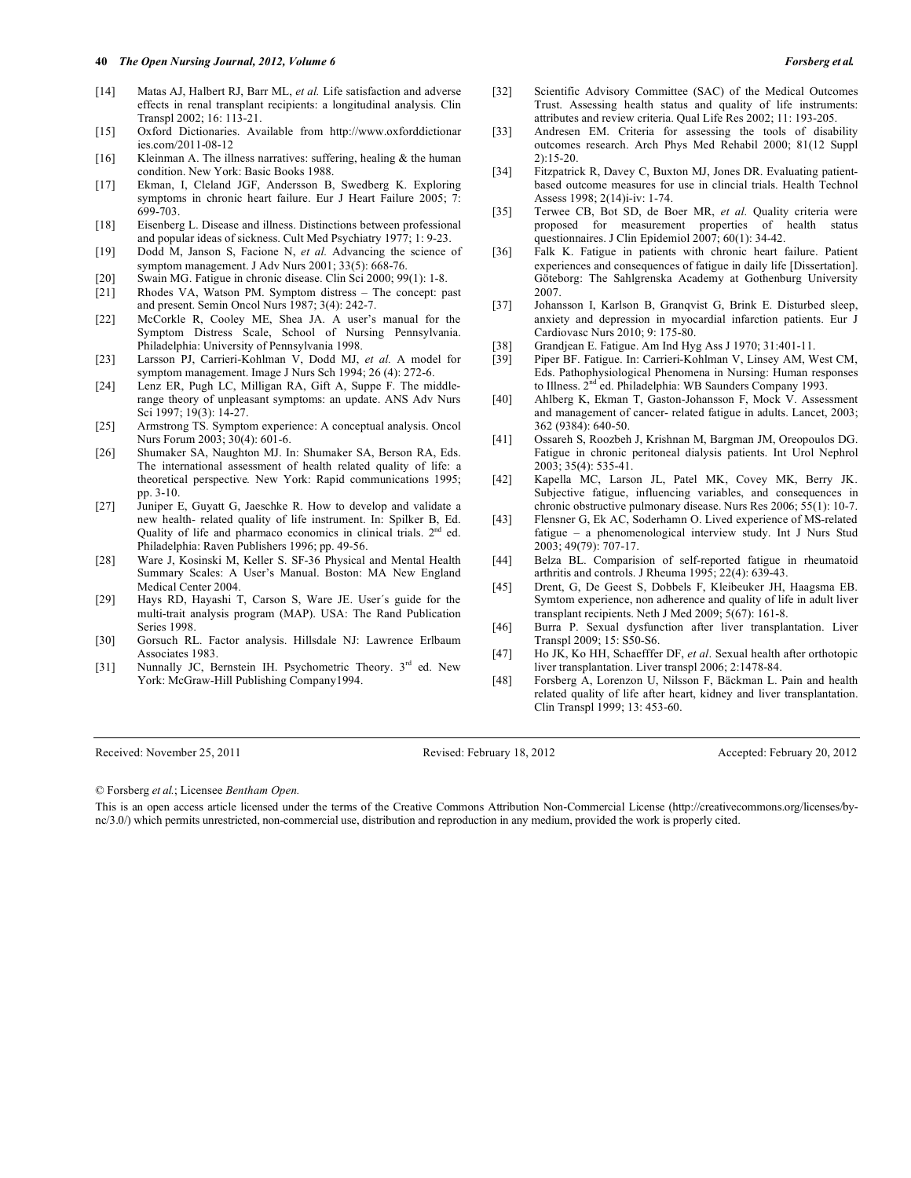[14] Matas AJ, Halbert RJ, Barr ML, *et al.* Life satisfaction and adverse effects in renal transplant recipients: a longitudinal analysis. Clin Transpl 2002; 16: 113-21.

[15] Oxford Dictionaries. Available from http://www.oxforddictionaries.com/2011-08-12

[16] Kleinman A. The illness narratives: suffering, healing & the human condition. New York: Basic Books 1988.

[17] Ekman, I, Cleland JGF, Andersson B, Swedberg K. Exploring symptoms in chronic heart failure. Eur J Heart Failure 2005; 7: 699-703.

[18] Eisenberg L. Disease and illness. Distinctions between professional and popular ideas of sickness. Cult Med Psychiatry 1977; 1: 9-23.

[19] Dodd M, Janson S, Facione N, *et al.* Advancing the science of symptom management. J Adv Nurs 2001; 33(5): 668-76.

[20] Swain MG. Fatigue in chronic disease. Clin Sci 2000; 99(1): 1-8.

[21] Rhodes VA, Watson PM. Symptom distress – The concept: past and present. Semin Oncol Nurs 1987; 3(4): 242-7.

[22] McCorkle R, Cooley ME, Shea JA. A user's manual for the Symptom Distress Scale, School of Nursing Pennsylvania. Philadelphia: University of Pennsylvania 1998.

[23] Larsson PJ, Carrieri-Kohlman V, Dodd MJ, *et al.* A model for symptom management. Image J Nurs Sch 1994; 26 (4): 272-6.

[24] Lenz ER, Pugh LC, Milligan RA, Gift A, Suppe F. The middle-range theory of unpleasant symptoms: an update. ANS Adv Nurs Sci 1997; 19(3): 14-27.

[25] Armstrong TS. Symptom experience: A conceptual analysis. Oncol Nurs Forum 2003; 30(4): 601-6.

[26] Shumaker SA, Naughton MJ. In: Shumaker SA, Berson RA, Eds. The international assessment of health related quality of life: a theoretical perspective*.* New York: Rapid communications 1995; pp. 3-10.

[27] Juniper E, Guyatt G, Jaeschke R. How to develop and validate a new health- related quality of life instrument. In: Spilker B, Ed. Quality of life and pharmaco economics in clinical trials. 2nd ed. Philadelphia: Raven Publishers 1996; pp. 49-56.

[28] Ware J, Kosinski M, Keller S. SF-36 Physical and Mental Health Summary Scales: A User's Manual. Boston: MA New England Medical Center 2004.

[29] Hays RD, Hayashi T, Carson S, Ware JE. User´s guide for the multi-trait analysis program (MAP). USA: The Rand Publication Series 1998.

[30] Gorsuch RL. Factor analysis. Hillsdale NJ: Lawrence Erlbaum Associates 1983.

[31] Nunnally JC, Bernstein IH. Psychometric Theory. 3rd ed. New York: McGraw-Hill Publishing Company1994.

[32] Scientific Advisory Committee (SAC) of the Medical Outcomes Trust. Assessing health status and quality of life instruments: attributes and review criteria. Qual Life Res 2002; 11: 193-205.

[33] Andresen EM. Criteria for assessing the tools of disability outcomes research. Arch Phys Med Rehabil 2000; 81(12 Suppl 2):15-20.

[34] Fitzpatrick R, Davey C, Buxton MJ, Jones DR. Evaluating patient-based outcome measures for use in clincial trials. Health Technol Assess 1998; 2(14)i-iv: 1-74.

[35] Terwee CB, Bot SD, de Boer MR, *et al.* Quality criteria were proposed for measurement properties of health status questionnaires. J Clin Epidemiol 2007; 60(1): 34-42.

[36] Falk K. Fatigue in patients with chronic heart failure. Patient experiences and consequences of fatigue in daily life [Dissertation]. Göteborg: The Sahlgrenska Academy at Gothenburg University 2007.

[37] Johansson I, Karlson B, Granqvist G, Brink E. Disturbed sleep, anxiety and depression in myocardial infarction patients. Eur J Cardiovasc Nurs 2010; 9: 175-80.

[38] Grandjean E. Fatigue. Am Ind Hyg Ass J 1970; 31:401-11.

[39] Piper BF. Fatigue. In: Carrieri-Kohlman V, Linsey AM, West CM, Eds. Pathophysiological Phenomena in Nursing: Human responses to Illness. 2nd ed. Philadelphia: WB Saunders Company 1993.

[40] Ahlberg K, Ekman T, Gaston-Johansson F, Mock V. Assessment and management of cancer- related fatigue in adults. Lancet, 2003; 362 (9384): 640-50.

[41] Ossareh S, Roozbeh J, Krishnan M, Bargman JM, Oreopoulos DG. Fatigue in chronic peritoneal dialysis patients. Int Urol Nephrol 2003; 35(4): 535-41.

[42] Kapella MC, Larson JL, Patel MK, Covey MK, Berry JK. Subjective fatigue, influencing variables, and consequences in chronic obstructive pulmonary disease. Nurs Res 2006; 55(1): 10-7.

[43] Flensner G, Ek AC, Soderhamn O. Lived experience of MS-related fatigue – a phenomenological interview study. Int J Nurs Stud 2003; 49(79): 707-17.

[44] Belza BL. Comparision of self-reported fatigue in rheumatoid arthritis and controls. J Rheuma 1995; 22(4): 639-43.

[45] Drent, G, De Geest S, Dobbels F, Kleibeuker JH, Haagsma EB. Symtom experience, non adherence and quality of life in adult liver transplant recipients. Neth J Med 2009; 5(67): 161-8.

[46] Burra P. Sexual dysfunction after liver transplantation. Liver Transpl 2009; 15: S50-S6.

[47] Ho JK, Ko HH, Schaefffer DF, *et al*. Sexual health after orthotopic liver transplantation. Liver transpl 2006; 2:1478-84.

[48] Forsberg A, Lorenzon U, Nilsson F, Bäckman L. Pain and health related quality of life after heart, kidney and liver transplantation. Clin Transpl 1999; 13: 453-60.

Received: November 25, 2011 Revised: February 18, 2012 Accepted: February 20, 2012

© Forsberg *et al.*; Licensee *Bentham Open.*

This is an open access article licensed under the terms of the Creative Commons Attribution Non-Commercial License (http://creativecommons.org/licenses/by-nc/3.0/) which permits unrestricted, non-commercial use, distribution and reproduction in any medium, provided the work is properly cited.